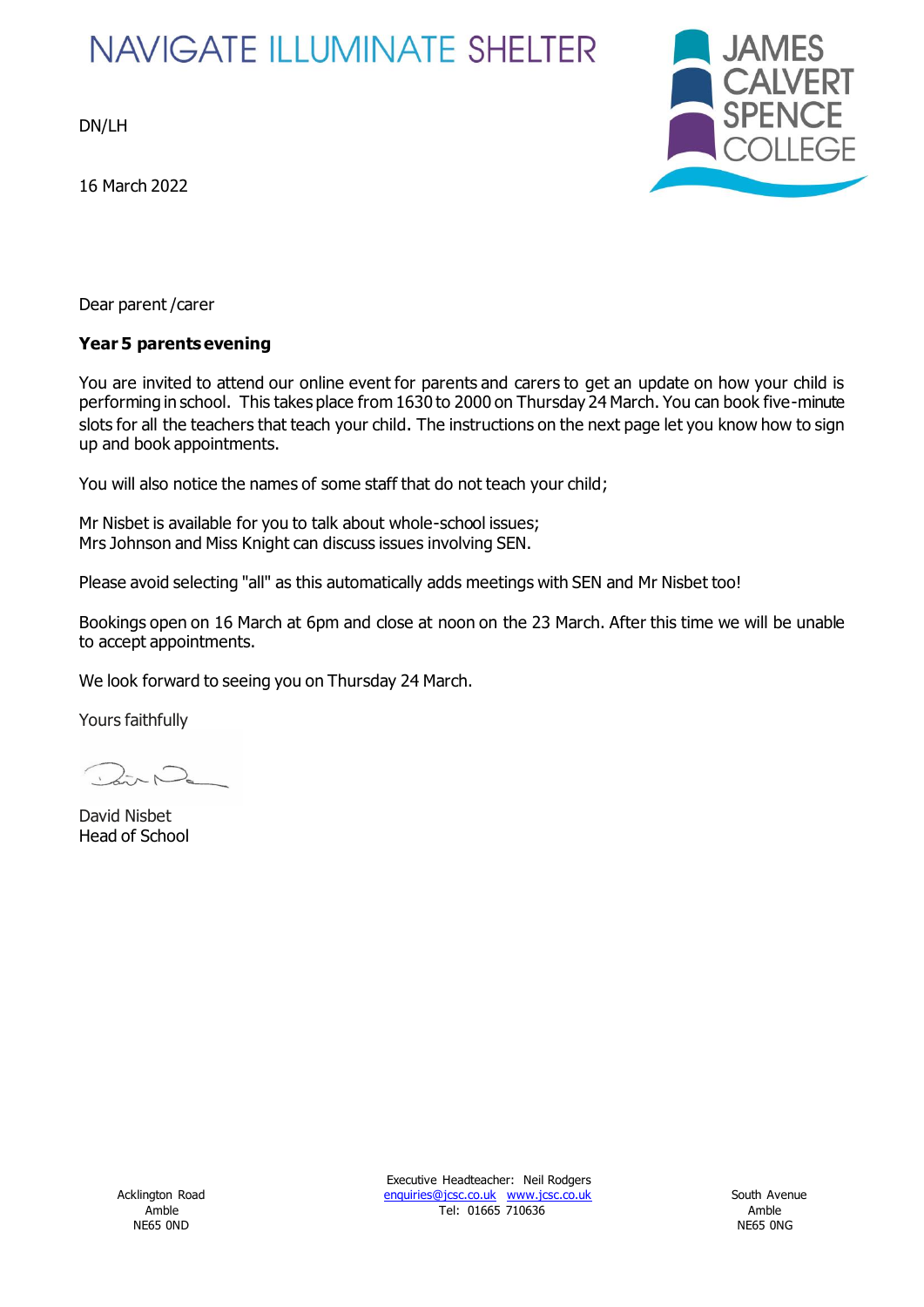NAVIGATE ILLUMINATE SHELTER

JAMES CALVERT SPENCE COLLEGE

DN/LH

16 March 2022

Dear parent /carer

**Year 5 parents evening**

You are invited to attend our online event for parents and carers to get an update on how your child is performing in school. This takes place from 1630 to 2000 on Thursday 24 March. You can book five-minute slots for all the teachers that teach your child. The instructions on the next page let you know how to sign up and book appointments.

You will also notice the names of some staff that do not teach your child;

Mr Nisbet is available for you to talk about whole-school issues;
Mrs Johnson and Miss Knight can discuss issues involving SEN.

Please avoid selecting "all" as this automatically adds meetings with SEN and Mr Nisbet too!

Bookings open on 16 March at 6pm and close at noon on the 23 March. After this time we will be unable to accept appointments.

We look forward to seeing you on Thursday 24 March.

Yours faithfully

David Nisbet
Head of School

Acklington Road
Amble
NE65 0ND

Executive Headteacher: Neil Rodgers
enquiries@jcsc.co.uk www.jcsc.co.uk
Tel: 01665 710636

South Avenue
Amble
NE65 0NG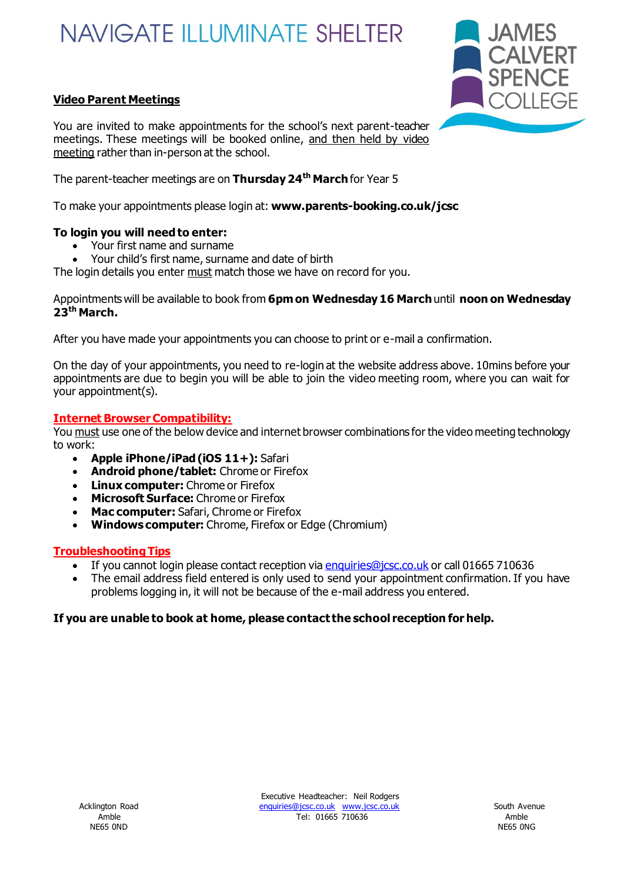NAVIGATE ILLUMINATE SHELTER

JAMES CALVERT SPENCE COLLEGE

## Video Parent Meetings

You are invited to make appointments for the school's next parent-teacher meetings. These meetings will be booked online, and then held by video meeting rather than in-person at the school.

The parent-teacher meetings are on **Thursday 24th March** for Year 5

To make your appointments please login at: **www.parents-booking.co.uk/jcsc**

**To login you will need to enter:**

- Your first name and surname
- Your child's first name, surname and date of birth

The login details you enter must match those we have on record for you.

Appointments will be available to book from **6pm on Wednesday 16 March** until **noon on Wednesday 23th March.**

After you have made your appointments you can choose to print or e-mail a confirmation.

On the day of your appointments, you need to re-login at the website address above. 10mins before your appointments are due to begin you will be able to join the video meeting room, where you can wait for your appointment(s).

### Internet Browser Compatibility:

You must use one of the below device and internet browser combinations for the video meeting technology to work:

- **Apple iPhone/iPad (iOS 11+):** Safari
- **Android phone/tablet:** Chrome or Firefox
- **Linux computer:** Chrome or Firefox
- **Microsoft Surface:** Chrome or Firefox
- **Mac computer:** Safari, Chrome or Firefox
- **Windows computer:** Chrome, Firefox or Edge (Chromium)

### Troubleshooting Tips

- If you cannot login please contact reception via enquiries@jcsc.co.uk or call 01665 710636
- The email address field entered is only used to send your appointment confirmation. If you have problems logging in, it will not be because of the e-mail address you entered.

**If you are unable to book at home, please contact the school reception for help.**

Acklington Road
Amble
NE65 0ND

Executive Headteacher: Neil Rodgers
enquiries@jcsc.co.uk www.jcsc.co.uk
Tel: 01665 710636

South Avenue
Amble
NE65 0NG